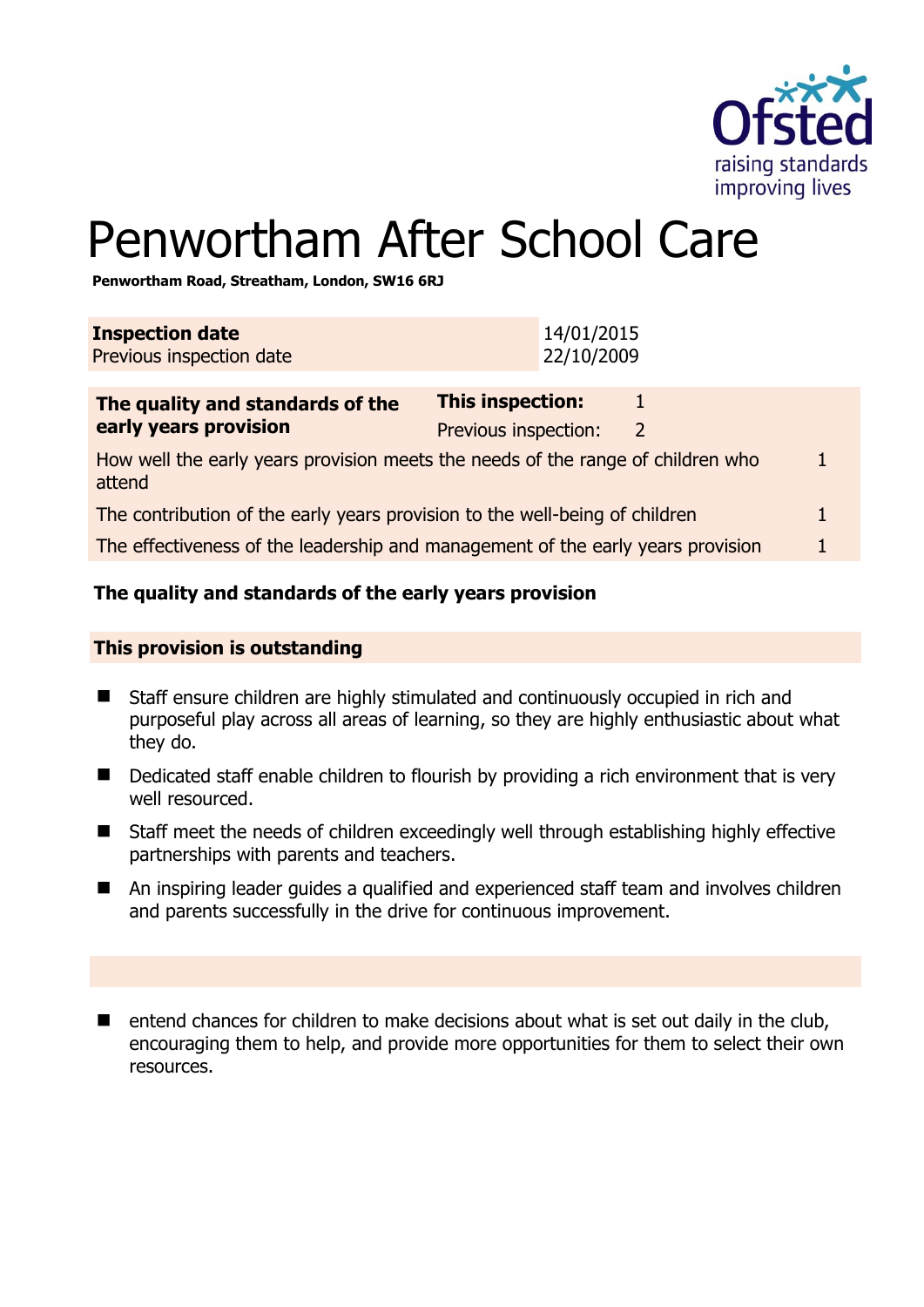# Penwortham After School Care

**Penwortham Road, Streatham, London, SW16 6RJ**

| **Inspection date** | 14/01/2015 |
|---|---|
| Previous inspection date | 22/10/2009 |

| **The quality and standards of the early years provision** | **This inspection:** | 1 |
|---|---|---|
| | Previous inspection: | 2 |
| How well the early years provision meets the needs of the range of children who attend | | 1 |
| The contribution of the early years provision to the well-being of children | | 1 |
| The effectiveness of the leadership and management of the early years provision | | 1 |

**The quality and standards of the early years provision**

**This provision is outstanding**

- Staff ensure children are highly stimulated and continuously occupied in rich and purposeful play across all areas of learning, so they are highly enthusiastic about what they do.
- Dedicated staff enable children to flourish by providing a rich environment that is very well resourced.
- Staff meet the needs of children exceedingly well through establishing highly effective partnerships with parents and teachers.
- An inspiring leader guides a qualified and experienced staff team and involves children and parents successfully in the drive for continuous improvement.

- entend chances for children to make decisions about what is set out daily in the club, encouraging them to help, and provide more opportunities for them to select their own resources.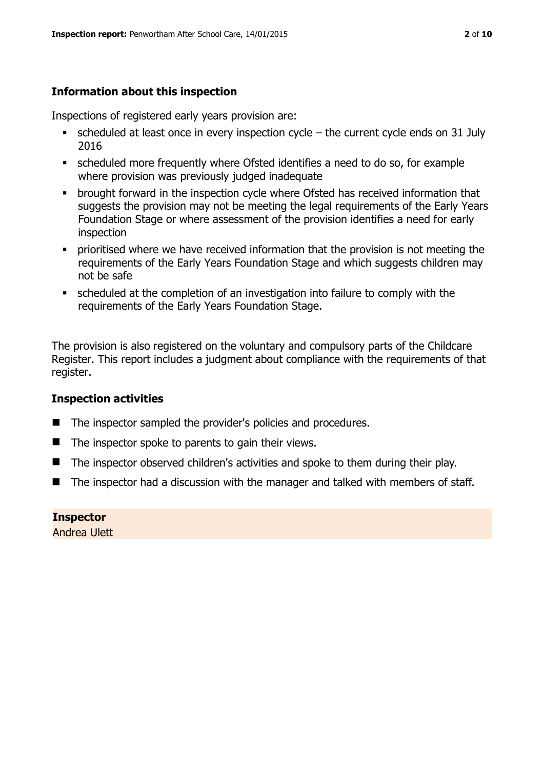### Information about this inspection

Inspections of registered early years provision are:

- scheduled at least once in every inspection cycle – the current cycle ends on 31 July 2016
- scheduled more frequently where Ofsted identifies a need to do so, for example where provision was previously judged inadequate
- brought forward in the inspection cycle where Ofsted has received information that suggests the provision may not be meeting the legal requirements of the Early Years Foundation Stage or where assessment of the provision identifies a need for early inspection
- prioritised where we have received information that the provision is not meeting the requirements of the Early Years Foundation Stage and which suggests children may not be safe
- scheduled at the completion of an investigation into failure to comply with the requirements of the Early Years Foundation Stage.

The provision is also registered on the voluntary and compulsory parts of the Childcare Register. This report includes a judgment about compliance with the requirements of that register.

### Inspection activities

- The inspector sampled the provider's policies and procedures.
- The inspector spoke to parents to gain their views.
- The inspector observed children's activities and spoke to them during their play.
- The inspector had a discussion with the manager and talked with members of staff.

**Inspector**
Andrea Ulett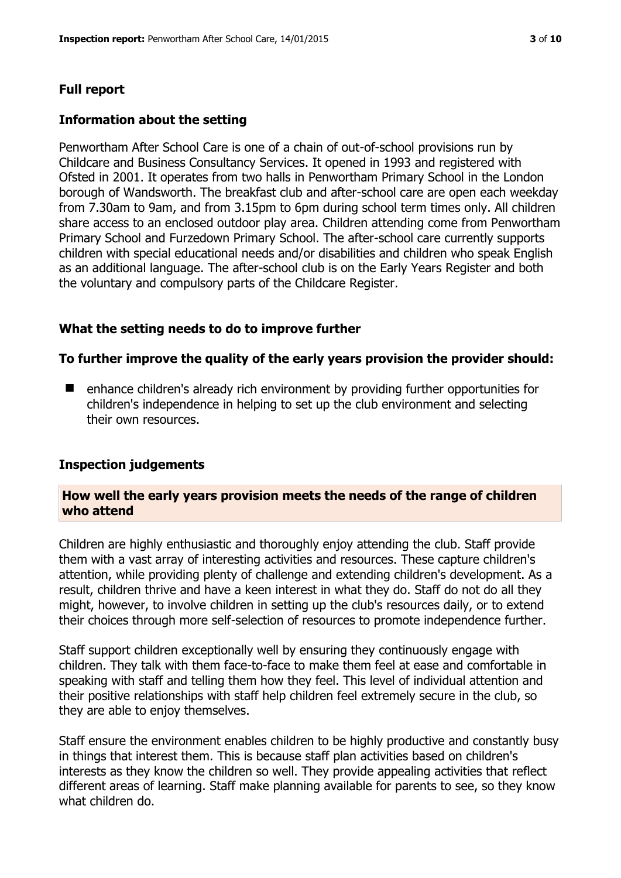## Full report

### Information about the setting

Penwortham After School Care is one of a chain of out-of-school provisions run by Childcare and Business Consultancy Services. It opened in 1993 and registered with Ofsted in 2001. It operates from two halls in Penwortham Primary School in the London borough of Wandsworth. The breakfast club and after-school care are open each weekday from 7.30am to 9am, and from 3.15pm to 6pm during school term times only. All children share access to an enclosed outdoor play area. Children attending come from Penwortham Primary School and Furzedown Primary School. The after-school care currently supports children with special educational needs and/or disabilities and children who speak English as an additional language. The after-school club is on the Early Years Register and both the voluntary and compulsory parts of the Childcare Register.

### What the setting needs to do to improve further

#### To further improve the quality of the early years provision the provider should:

- enhance children's already rich environment by providing further opportunities for children's independence in helping to set up the club environment and selecting their own resources.

### Inspection judgements

#### How well the early years provision meets the needs of the range of children who attend

Children are highly enthusiastic and thoroughly enjoy attending the club. Staff provide them with a vast array of interesting activities and resources. These capture children's attention, while providing plenty of challenge and extending children's development. As a result, children thrive and have a keen interest in what they do. Staff do not do all they might, however, to involve children in setting up the club's resources daily, or to extend their choices through more self-selection of resources to promote independence further.

Staff support children exceptionally well by ensuring they continuously engage with children. They talk with them face-to-face to make them feel at ease and comfortable in speaking with staff and telling them how they feel. This level of individual attention and their positive relationships with staff help children feel extremely secure in the club, so they are able to enjoy themselves.

Staff ensure the environment enables children to be highly productive and constantly busy in things that interest them. This is because staff plan activities based on children's interests as they know the children so well. They provide appealing activities that reflect different areas of learning. Staff make planning available for parents to see, so they know what children do.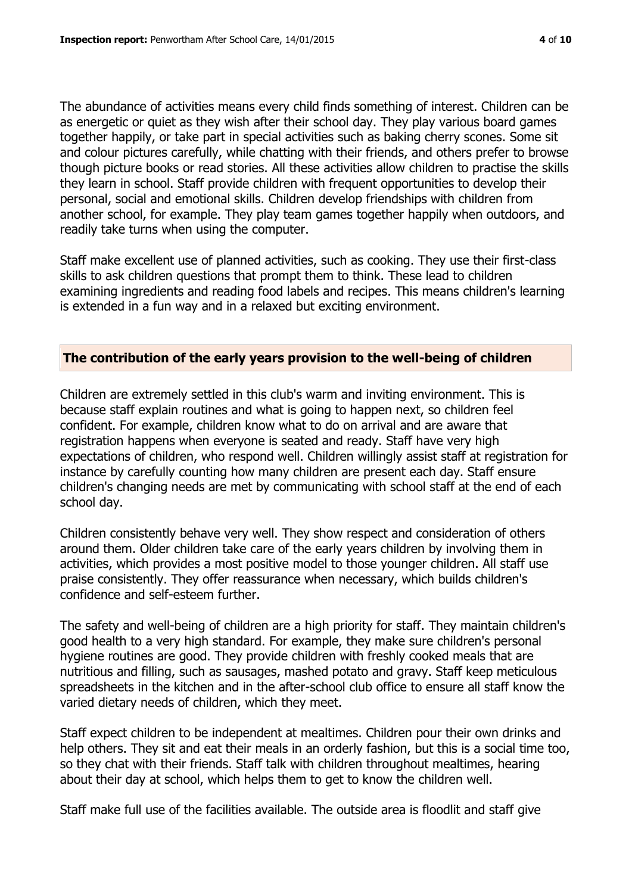The abundance of activities means every child finds something of interest. Children can be as energetic or quiet as they wish after their school day. They play various board games together happily, or take part in special activities such as baking cherry scones. Some sit and colour pictures carefully, while chatting with their friends, and others prefer to browse though picture books or read stories. All these activities allow children to practise the skills they learn in school. Staff provide children with frequent opportunities to develop their personal, social and emotional skills. Children develop friendships with children from another school, for example. They play team games together happily when outdoors, and readily take turns when using the computer.

Staff make excellent use of planned activities, such as cooking. They use their first-class skills to ask children questions that prompt them to think. These lead to children examining ingredients and reading food labels and recipes. This means children's learning is extended in a fun way and in a relaxed but exciting environment.

## The contribution of the early years provision to the well-being of children

Children are extremely settled in this club's warm and inviting environment. This is because staff explain routines and what is going to happen next, so children feel confident. For example, children know what to do on arrival and are aware that registration happens when everyone is seated and ready. Staff have very high expectations of children, who respond well. Children willingly assist staff at registration for instance by carefully counting how many children are present each day. Staff ensure children's changing needs are met by communicating with school staff at the end of each school day.

Children consistently behave very well. They show respect and consideration of others around them. Older children take care of the early years children by involving them in activities, which provides a most positive model to those younger children. All staff use praise consistently. They offer reassurance when necessary, which builds children's confidence and self-esteem further.

The safety and well-being of children are a high priority for staff. They maintain children's good health to a very high standard. For example, they make sure children's personal hygiene routines are good. They provide children with freshly cooked meals that are nutritious and filling, such as sausages, mashed potato and gravy. Staff keep meticulous spreadsheets in the kitchen and in the after-school club office to ensure all staff know the varied dietary needs of children, which they meet.

Staff expect children to be independent at mealtimes. Children pour their own drinks and help others. They sit and eat their meals in an orderly fashion, but this is a social time too, so they chat with their friends. Staff talk with children throughout mealtimes, hearing about their day at school, which helps them to get to know the children well.

Staff make full use of the facilities available. The outside area is floodlit and staff give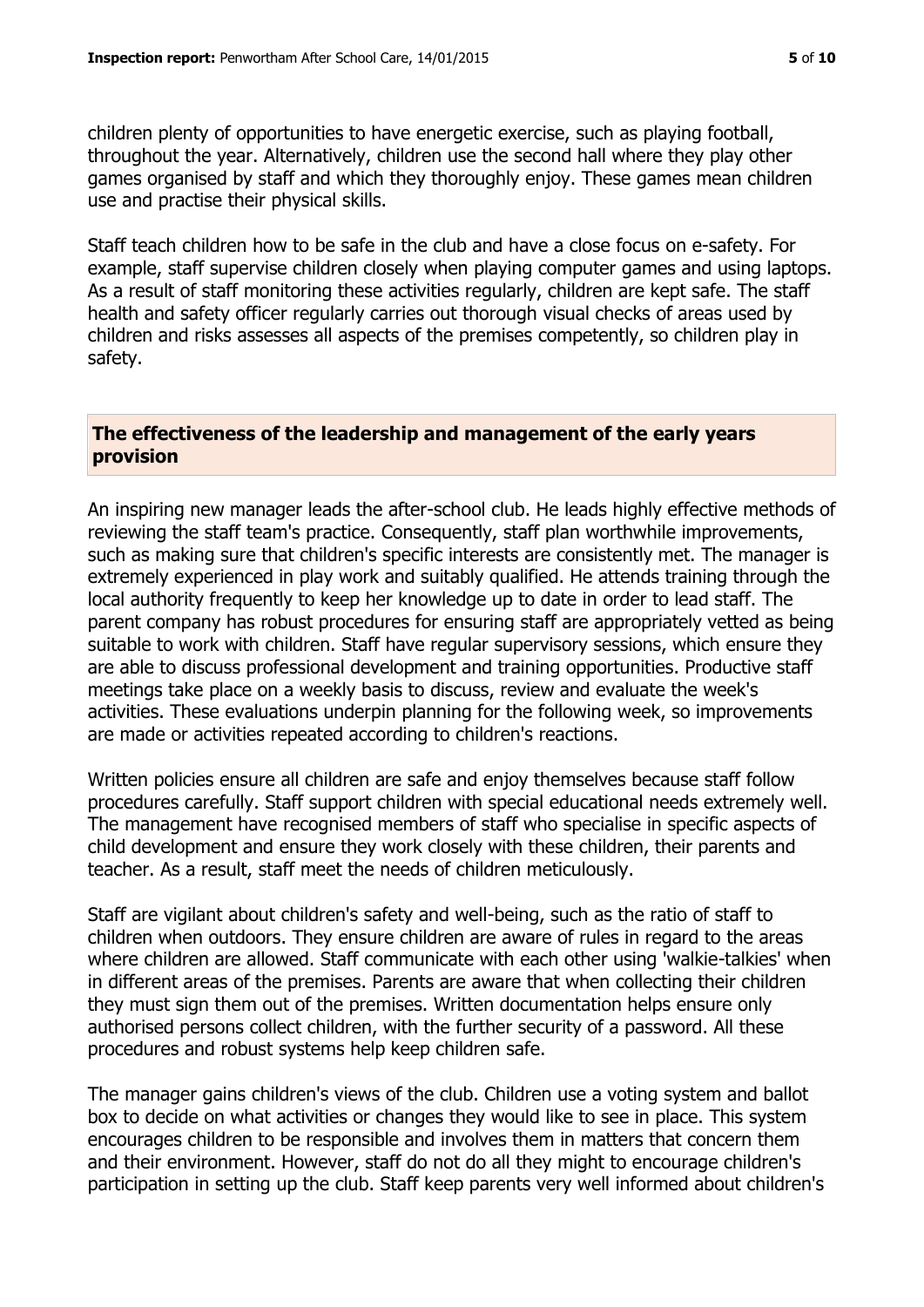children plenty of opportunities to have energetic exercise, such as playing football, throughout the year. Alternatively, children use the second hall where they play other games organised by staff and which they thoroughly enjoy. These games mean children use and practise their physical skills.

Staff teach children how to be safe in the club and have a close focus on e-safety. For example, staff supervise children closely when playing computer games and using laptops. As a result of staff monitoring these activities regularly, children are kept safe. The staff health and safety officer regularly carries out thorough visual checks of areas used by children and risks assesses all aspects of the premises competently, so children play in safety.

## The effectiveness of the leadership and management of the early years provision

An inspiring new manager leads the after-school club. He leads highly effective methods of reviewing the staff team's practice. Consequently, staff plan worthwhile improvements, such as making sure that children's specific interests are consistently met. The manager is extremely experienced in play work and suitably qualified. He attends training through the local authority frequently to keep her knowledge up to date in order to lead staff. The parent company has robust procedures for ensuring staff are appropriately vetted as being suitable to work with children. Staff have regular supervisory sessions, which ensure they are able to discuss professional development and training opportunities. Productive staff meetings take place on a weekly basis to discuss, review and evaluate the week's activities. These evaluations underpin planning for the following week, so improvements are made or activities repeated according to children's reactions.

Written policies ensure all children are safe and enjoy themselves because staff follow procedures carefully. Staff support children with special educational needs extremely well. The management have recognised members of staff who specialise in specific aspects of child development and ensure they work closely with these children, their parents and teacher. As a result, staff meet the needs of children meticulously.

Staff are vigilant about children's safety and well-being, such as the ratio of staff to children when outdoors. They ensure children are aware of rules in regard to the areas where children are allowed. Staff communicate with each other using 'walkie-talkies' when in different areas of the premises. Parents are aware that when collecting their children they must sign them out of the premises. Written documentation helps ensure only authorised persons collect children, with the further security of a password. All these procedures and robust systems help keep children safe.

The manager gains children's views of the club. Children use a voting system and ballot box to decide on what activities or changes they would like to see in place. This system encourages children to be responsible and involves them in matters that concern them and their environment. However, staff do not do all they might to encourage children's participation in setting up the club. Staff keep parents very well informed about children's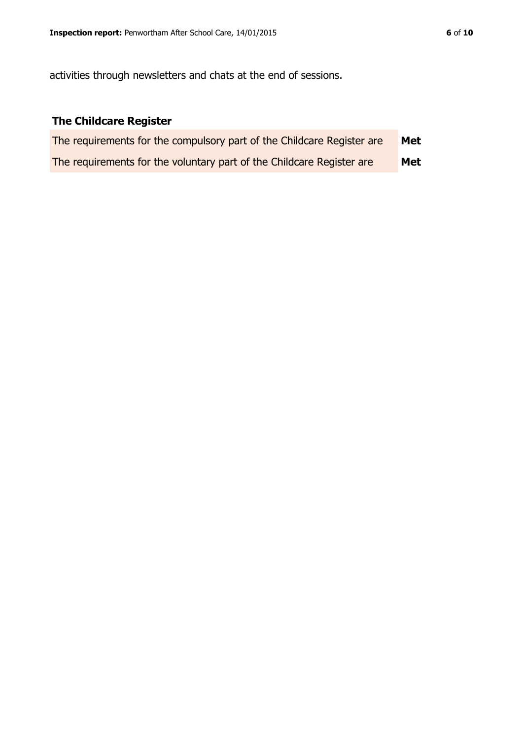activities through newsletters and chats at the end of sessions.

## The Childcare Register

| | |
|---|---|
| The requirements for the compulsory part of the Childcare Register are | **Met** |
| The requirements for the voluntary part of the Childcare Register are | **Met** |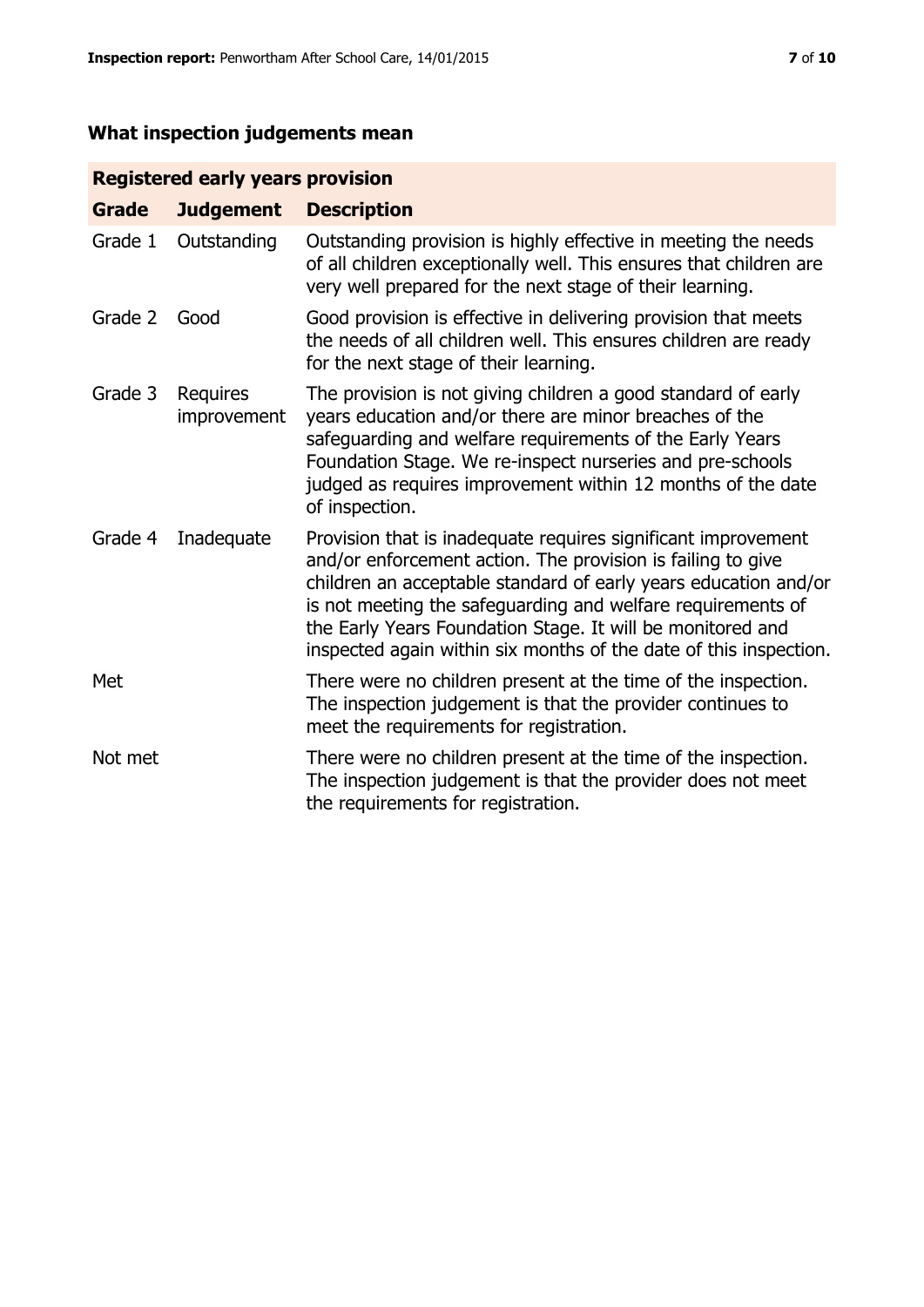## What inspection judgements mean

| Registered early years provision | | |
|---|---|---|
| **Grade** | **Judgement** | **Description** |
| Grade 1 | Outstanding | Outstanding provision is highly effective in meeting the needs of all children exceptionally well. This ensures that children are very well prepared for the next stage of their learning. |
| Grade 2 | Good | Good provision is effective in delivering provision that meets the needs of all children well. This ensures children are ready for the next stage of their learning. |
| Grade 3 | Requires improvement | The provision is not giving children a good standard of early years education and/or there are minor breaches of the safeguarding and welfare requirements of the Early Years Foundation Stage. We re-inspect nurseries and pre-schools judged as requires improvement within 12 months of the date of inspection. |
| Grade 4 | Inadequate | Provision that is inadequate requires significant improvement and/or enforcement action. The provision is failing to give children an acceptable standard of early years education and/or is not meeting the safeguarding and welfare requirements of the Early Years Foundation Stage. It will be monitored and inspected again within six months of the date of this inspection. |
| Met | | There were no children present at the time of the inspection. The inspection judgement is that the provider continues to meet the requirements for registration. |
| Not met | | There were no children present at the time of the inspection. The inspection judgement is that the provider does not meet the requirements for registration. |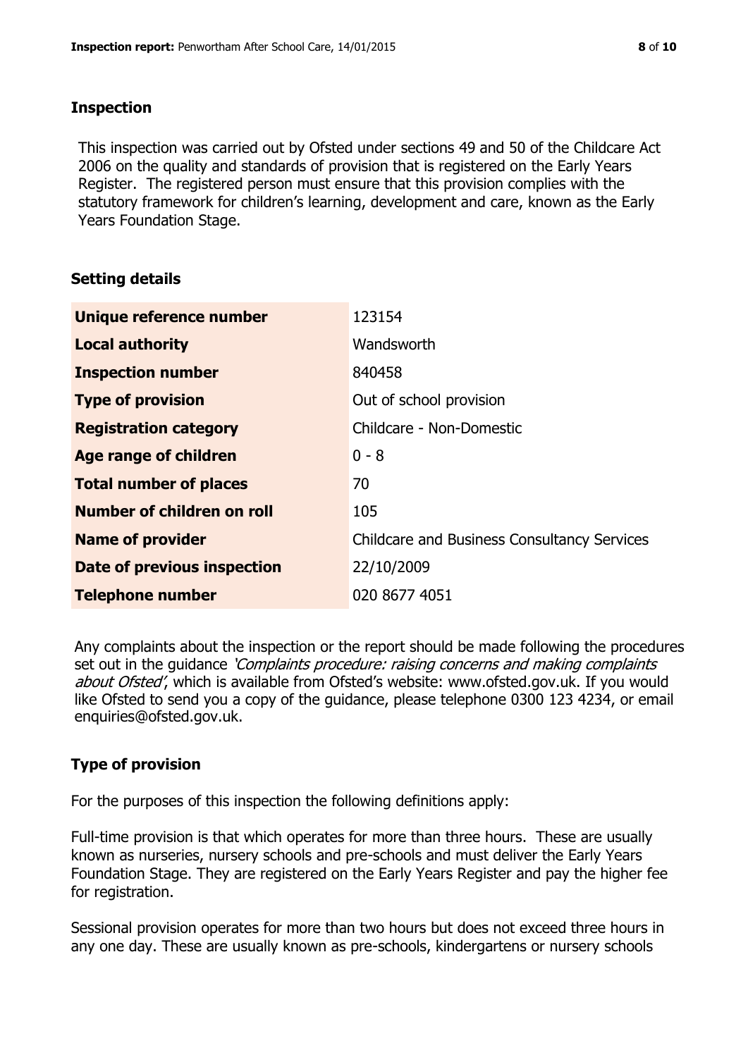## Inspection

This inspection was carried out by Ofsted under sections 49 and 50 of the Childcare Act 2006 on the quality and standards of provision that is registered on the Early Years Register. The registered person must ensure that this provision complies with the statutory framework for children's learning, development and care, known as the Early Years Foundation Stage.

## Setting details

| | |
|---|---|
| **Unique reference number** | 123154 |
| **Local authority** | Wandsworth |
| **Inspection number** | 840458 |
| **Type of provision** | Out of school provision |
| **Registration category** | Childcare - Non-Domestic |
| **Age range of children** | 0 - 8 |
| **Total number of places** | 70 |
| **Number of children on roll** | 105 |
| **Name of provider** | Childcare and Business Consultancy Services |
| **Date of previous inspection** | 22/10/2009 |
| **Telephone number** | 020 8677 4051 |

Any complaints about the inspection or the report should be made following the procedures set out in the guidance *'Complaints procedure: raising concerns and making complaints about Ofsted'*, which is available from Ofsted's website: www.ofsted.gov.uk. If you would like Ofsted to send you a copy of the guidance, please telephone 0300 123 4234, or email enquiries@ofsted.gov.uk.

## Type of provision

For the purposes of this inspection the following definitions apply:

Full-time provision is that which operates for more than three hours. These are usually known as nurseries, nursery schools and pre-schools and must deliver the Early Years Foundation Stage. They are registered on the Early Years Register and pay the higher fee for registration.

Sessional provision operates for more than two hours but does not exceed three hours in any one day. These are usually known as pre-schools, kindergartens or nursery schools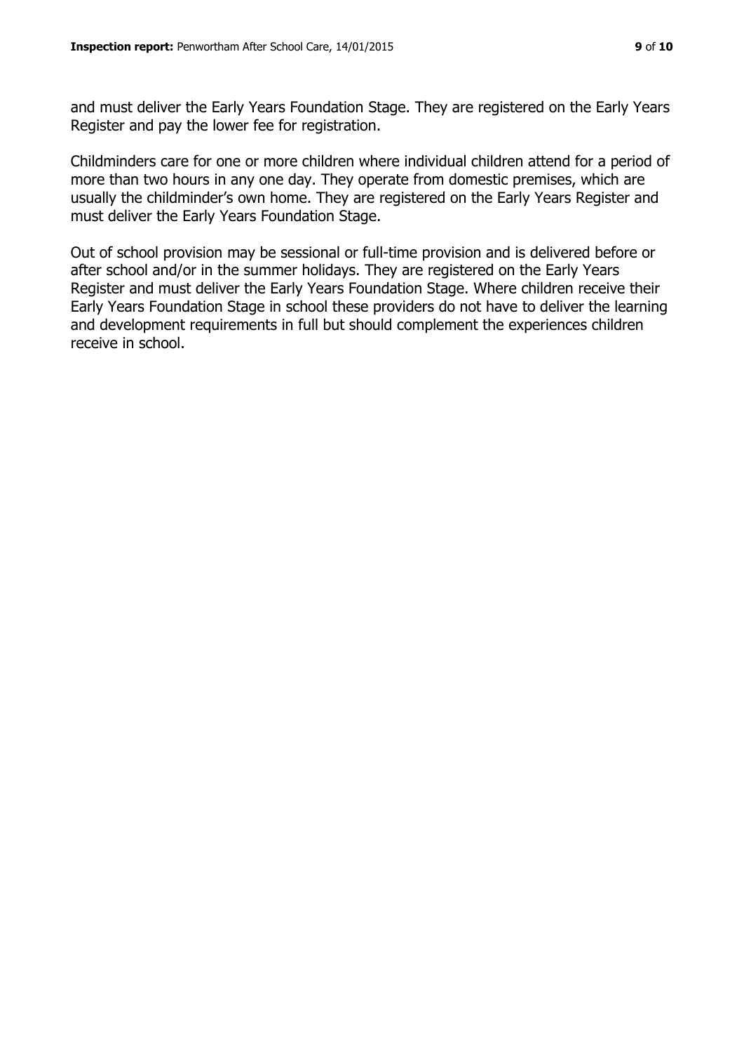and must deliver the Early Years Foundation Stage. They are registered on the Early Years Register and pay the lower fee for registration.

Childminders care for one or more children where individual children attend for a period of more than two hours in any one day. They operate from domestic premises, which are usually the childminder's own home. They are registered on the Early Years Register and must deliver the Early Years Foundation Stage.

Out of school provision may be sessional or full-time provision and is delivered before or after school and/or in the summer holidays. They are registered on the Early Years Register and must deliver the Early Years Foundation Stage. Where children receive their Early Years Foundation Stage in school these providers do not have to deliver the learning and development requirements in full but should complement the experiences children receive in school.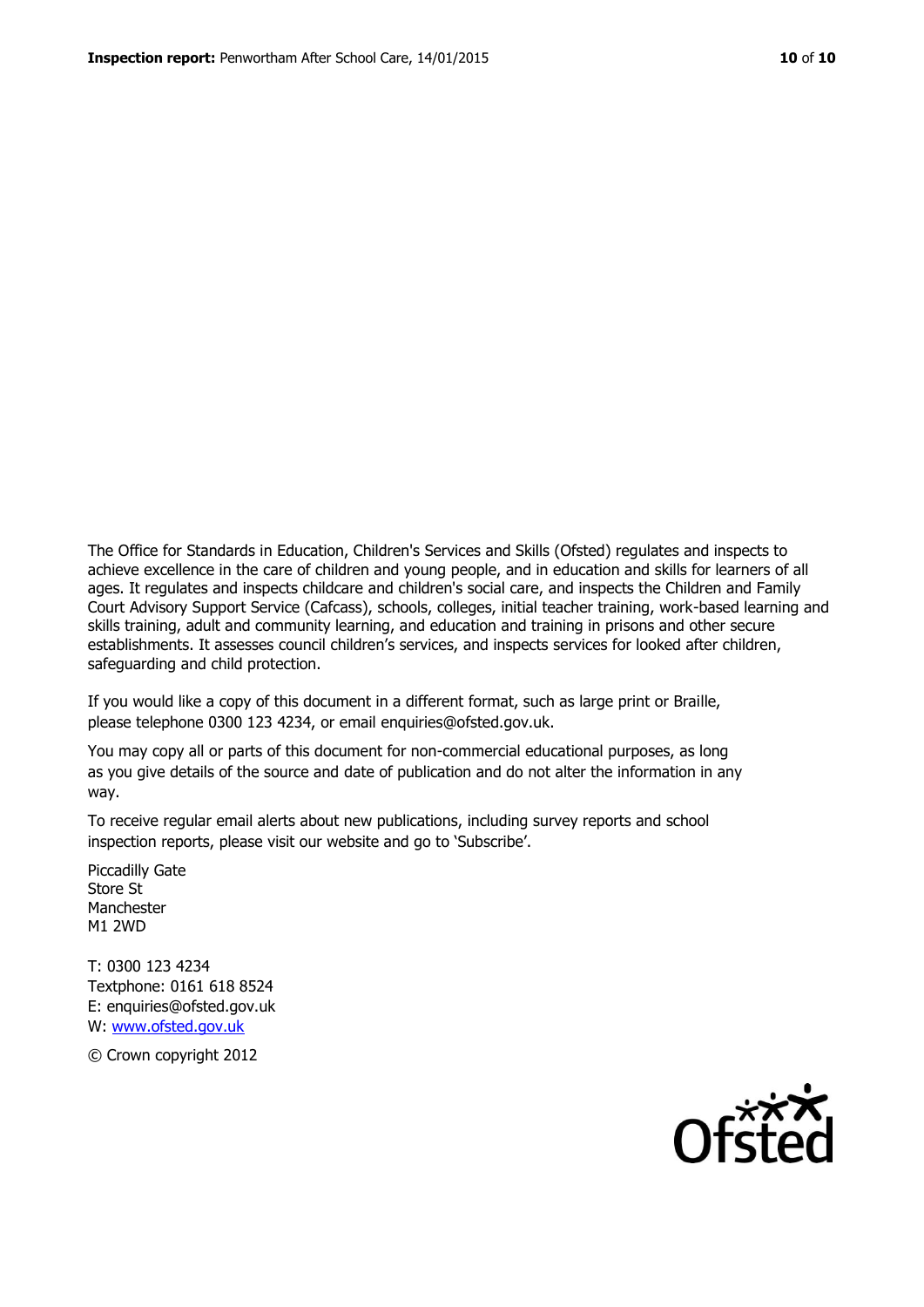The Office for Standards in Education, Children's Services and Skills (Ofsted) regulates and inspects to achieve excellence in the care of children and young people, and in education and skills for learners of all ages. It regulates and inspects childcare and children's social care, and inspects the Children and Family Court Advisory Support Service (Cafcass), schools, colleges, initial teacher training, work-based learning and skills training, adult and community learning, and education and training in prisons and other secure establishments. It assesses council children's services, and inspects services for looked after children, safeguarding and child protection.

If you would like a copy of this document in a different format, such as large print or Braille, please telephone 0300 123 4234, or email enquiries@ofsted.gov.uk.

You may copy all or parts of this document for non-commercial educational purposes, as long as you give details of the source and date of publication and do not alter the information in any way.

To receive regular email alerts about new publications, including survey reports and school inspection reports, please visit our website and go to 'Subscribe'.

Piccadilly Gate
Store St
Manchester
M1 2WD

T: 0300 123 4234
Textphone: 0161 618 8524
E: enquiries@ofsted.gov.uk
W: www.ofsted.gov.uk

© Crown copyright 2012

Ofsted